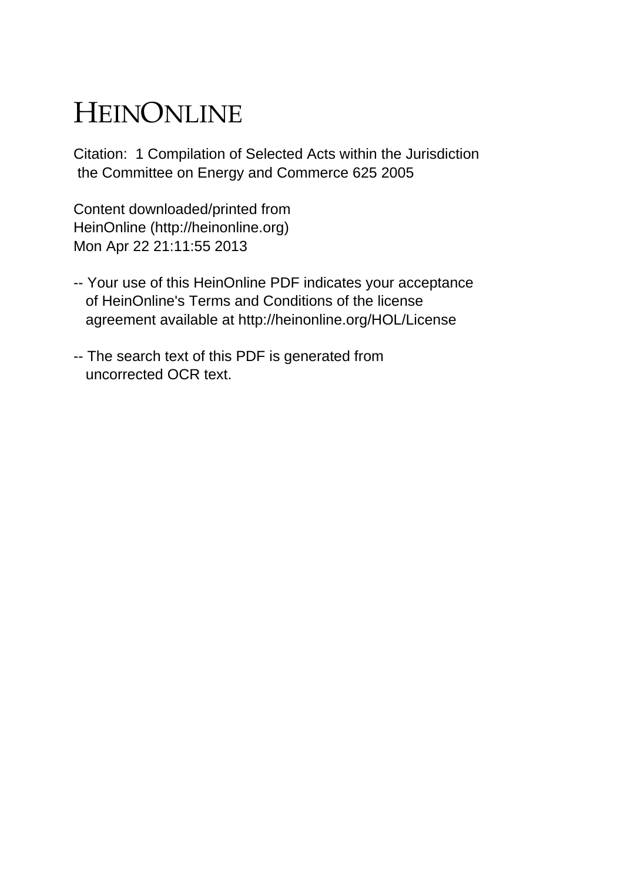# HEINONLINE

Citation: 1 Compilation of Selected Acts within the Jurisdiction the Committee on Energy and Commerce 625 2005

Content downloaded/printed from
HeinOnline (http://heinonline.org)
Mon Apr 22 21:11:55 2013

-- Your use of this HeinOnline PDF indicates your acceptance of HeinOnline's Terms and Conditions of the license agreement available at http://heinonline.org/HOL/License

-- The search text of this PDF is generated from uncorrected OCR text.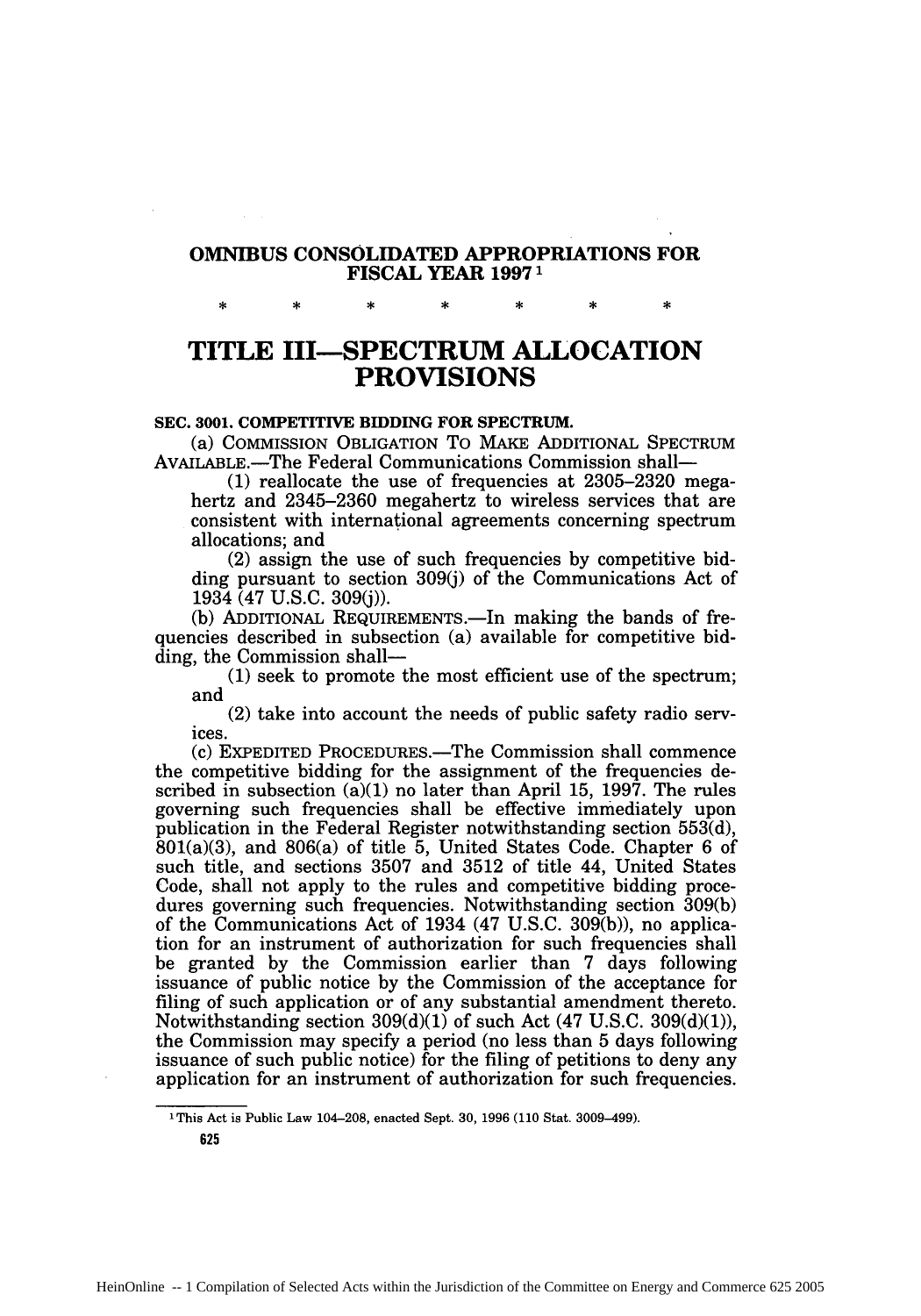# OMNIBUS CONSOLIDATED APPROPRIATIONS FOR FISCAL YEAR 1997[1]

\* \* \* \* \* \* \*

# TITLE III—SPECTRUM ALLOCATION PROVISIONS

**SEC. 3001. COMPETITIVE BIDDING FOR SPECTRUM.**

(a) COMMISSION OBLIGATION TO MAKE ADDITIONAL SPECTRUM AVAILABLE.—The Federal Communications Commission shall—

(1) reallocate the use of frequencies at 2305–2320 megahertz and 2345–2360 megahertz to wireless services that are consistent with international agreements concerning spectrum allocations; and

(2) assign the use of such frequencies by competitive bidding pursuant to section 309(j) of the Communications Act of 1934 (47 U.S.C. 309(j)).

(b) ADDITIONAL REQUIREMENTS.—In making the bands of frequencies described in subsection (a) available for competitive bidding, the Commission shall—

(1) seek to promote the most efficient use of the spectrum; and

(2) take into account the needs of public safety radio services.

(c) EXPEDITED PROCEDURES.—The Commission shall commence the competitive bidding for the assignment of the frequencies described in subsection (a)(1) no later than April 15, 1997. The rules governing such frequencies shall be effective immediately upon publication in the Federal Register notwithstanding section 553(d), 801(a)(3), and 806(a) of title 5, United States Code. Chapter 6 of such title, and sections 3507 and 3512 of title 44, United States Code, shall not apply to the rules and competitive bidding procedures governing such frequencies. Notwithstanding section 309(b) of the Communications Act of 1934 (47 U.S.C. 309(b)), no application for an instrument of authorization for such frequencies shall be granted by the Commission earlier than 7 days following issuance of public notice by the Commission of the acceptance for filing of such application or of any substantial amendment thereto. Notwithstanding section 309(d)(1) of such Act (47 U.S.C. 309(d)(1)), the Commission may specify a period (no less than 5 days following issuance of such public notice) for the filing of petitions to deny any application for an instrument of authorization for such frequencies.

---

[1] This Act is Public Law 104–208, enacted Sept. 30, 1996 (110 Stat. 3009–499).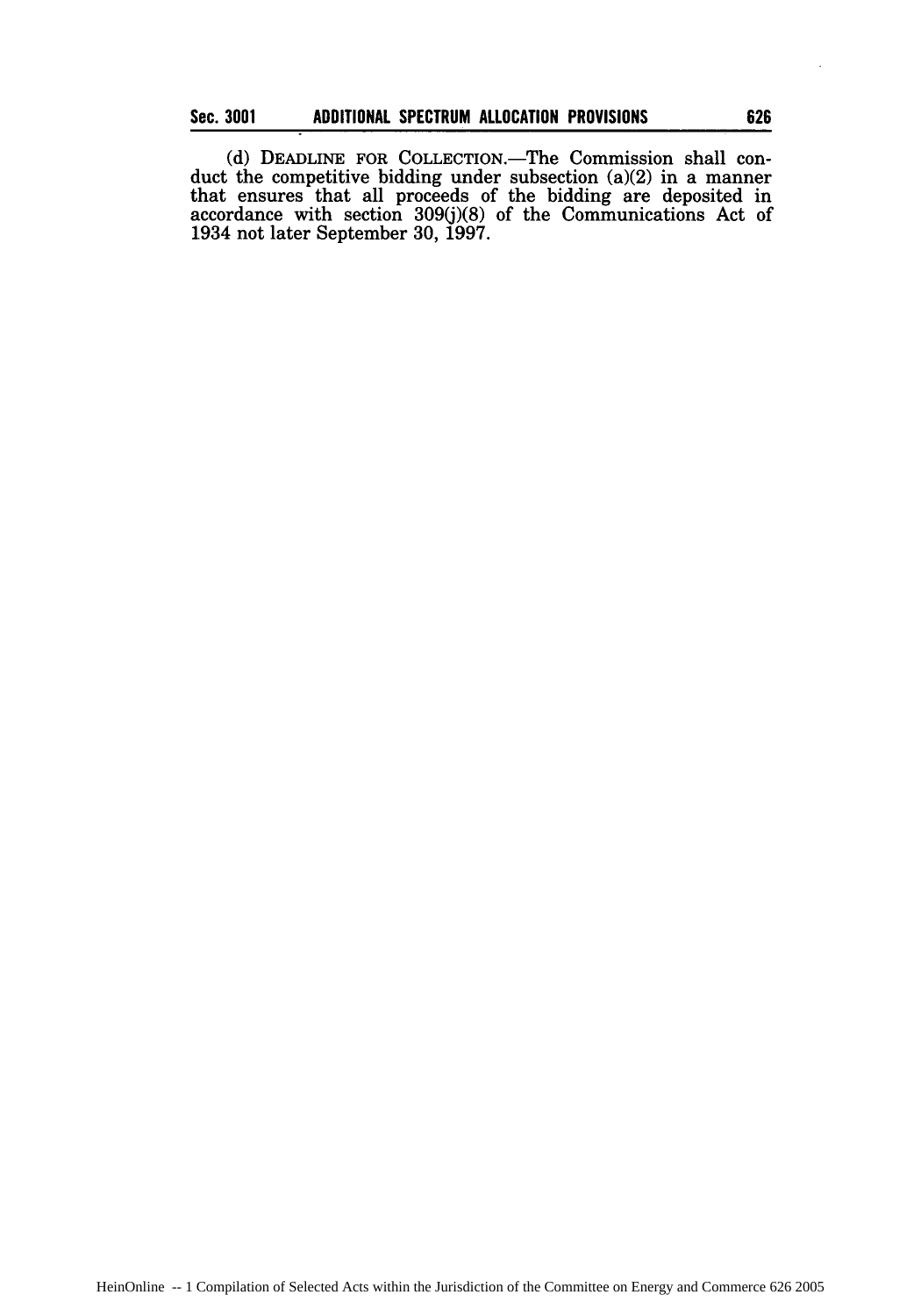(d) DEADLINE FOR COLLECTION.—The Commission shall conduct the competitive bidding under subsection (a)(2) in a manner that ensures that all proceeds of the bidding are deposited in accordance with section 309(j)(8) of the Communications Act of 1934 not later September 30, 1997.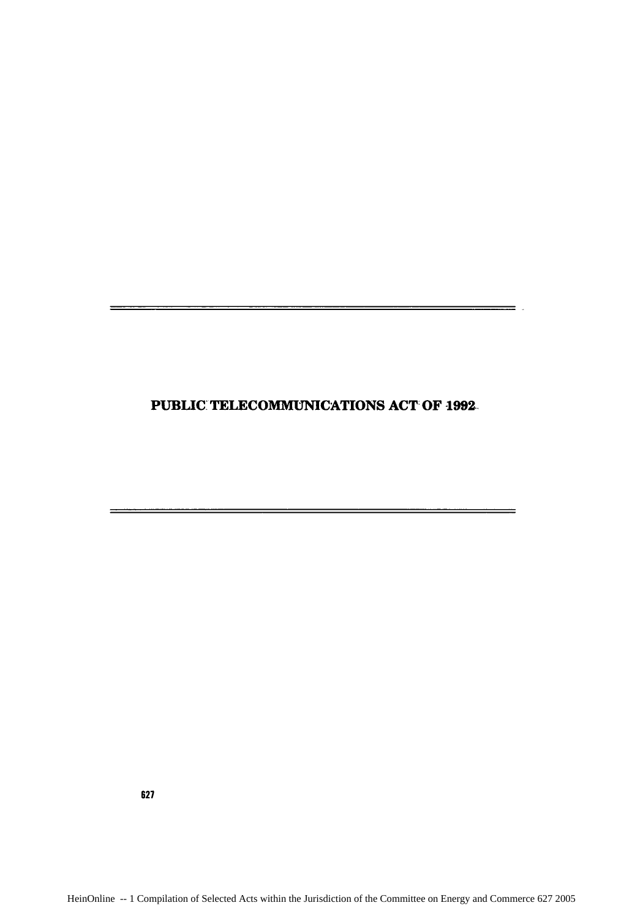# PUBLIC TELECOMMUNICATIONS ACT OF 1992